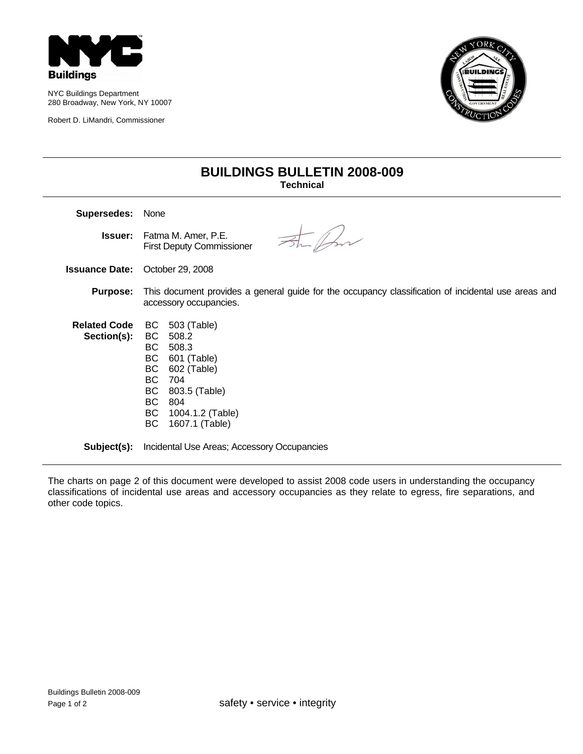NYC Buildings

NYC Buildings Department
280 Broadway, New York, NY 10007

Robert D. LiMandri, Commissioner

# BUILDINGS BULLETIN 2008-009

**Technical**

**Supersedes:** None

**Issuer:** Fatma M. Amer, P.E.
First Deputy Commissioner

**Issuance Date:** October 29, 2008

**Purpose:** This document provides a general guide for the occupancy classification of incidental use areas and accessory occupancies.

**Related Code Section(s):**
BC 503 (Table)
BC 508.2
BC 508.3
BC 601 (Table)
BC 602 (Table)
BC 704
BC 803.5 (Table)
BC 804
BC 1004.1.2 (Table)
BC 1607.1 (Table)

**Subject(s):** Incidental Use Areas; Accessory Occupancies

---

The charts on page 2 of this document were developed to assist 2008 code users in understanding the occupancy classifications of incidental use areas and accessory occupancies as they relate to egress, fire separations, and other code topics.

safety • service • integrity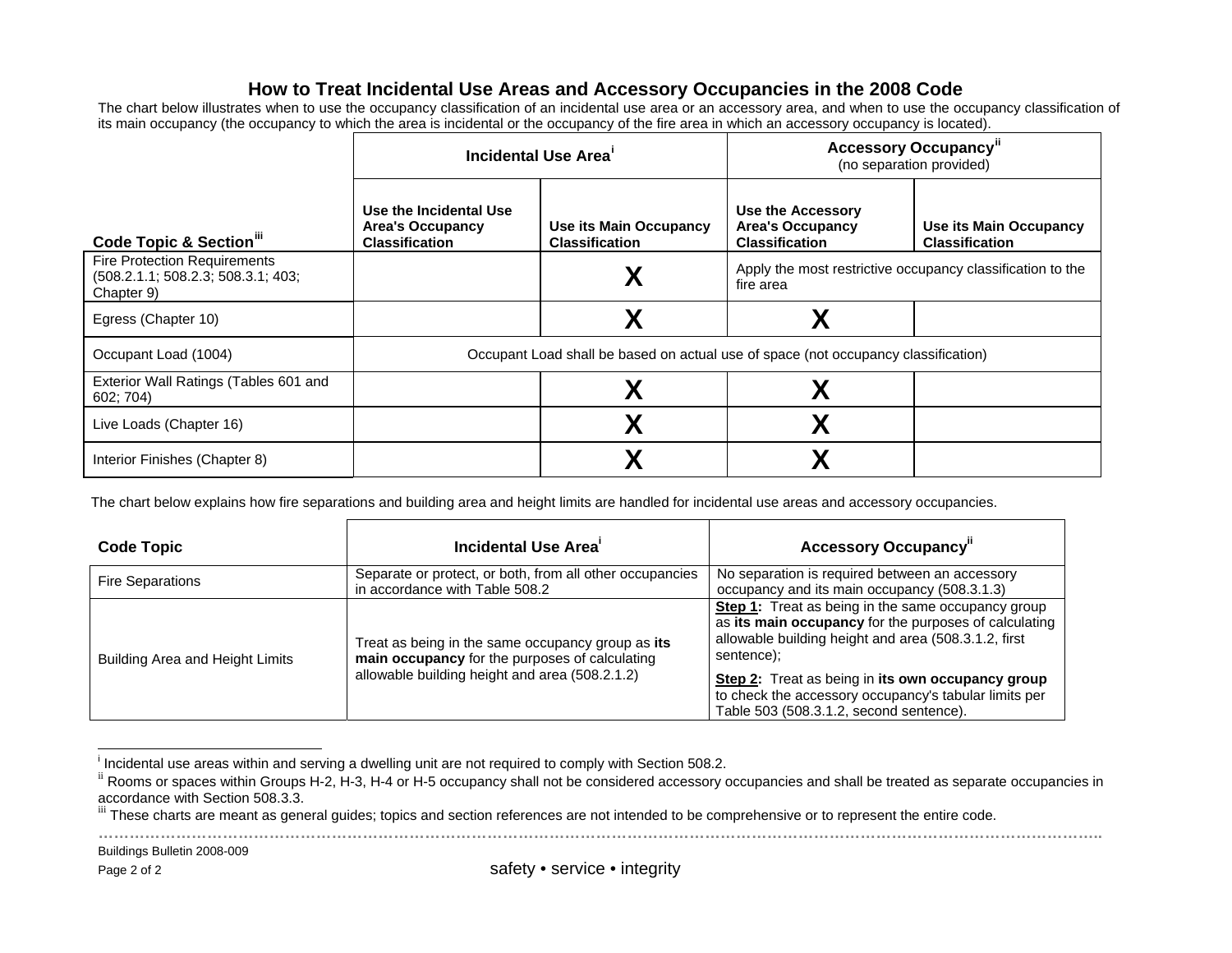## How to Treat Incidental Use Areas and Accessory Occupancies in the 2008 Code

The chart below illustrates when to use the occupancy classification of an incidental use area or an accessory area, and when to use the occupancy classification of its main occupancy (the occupancy to which the area is incidental or the occupancy of the fire area in which an accessory occupancy is located).

| | Incidental Use Area[i] | | Accessory Occupancy[ii] (no separation provided) | |
|---|---|---|---|---|
| **Code Topic & Section[iii]** | **Use the Incidental Use Area's Occupancy Classification** | **Use its Main Occupancy Classification** | **Use the Accessory Area's Occupancy Classification** | **Use its Main Occupancy Classification** |
| Fire Protection Requirements (508.2.1.1; 508.2.3; 508.3.1; 403; Chapter 9) | | X | Apply the most restrictive occupancy classification to the fire area | |
| Egress (Chapter 10) | | X | X | |
| Occupant Load (1004) | Occupant Load shall be based on actual use of space (not occupancy classification) | | | |
| Exterior Wall Ratings (Tables 601 and 602; 704) | | X | X | |
| Live Loads (Chapter 16) | | X | X | |
| Interior Finishes (Chapter 8) | | X | X | |

The chart below explains how fire separations and building area and height limits are handled for incidental use areas and accessory occupancies.

| Code Topic | Incidental Use Area[i] | Accessory Occupancy[ii] |
|---|---|---|
| Fire Separations | Separate or protect, or both, from all other occupancies in accordance with Table 508.2 | No separation is required between an accessory occupancy and its main occupancy (508.3.1.3) |
| Building Area and Height Limits | Treat as being in the same occupancy group as **its main occupancy** for the purposes of calculating allowable building height and area (508.2.1.2) | **Step 1:** Treat as being in the same occupancy group as **its main occupancy** for the purposes of calculating allowable building height and area (508.3.1.2, first sentence); **Step 2:** Treat as being in **its own occupancy group** to check the accessory occupancy's tabular limits per Table 503 (508.3.1.2, second sentence). |

[i] Incidental use areas within and serving a dwelling unit are not required to comply with Section 508.2.

[ii] Rooms or spaces within Groups H-2, H-3, H-4 or H-5 occupancy shall not be considered accessory occupancies and shall be treated as separate occupancies in accordance with Section 508.3.3.

[iii] These charts are meant as general guides; topics and section references are not intended to be comprehensive or to represent the entire code.

Buildings Bulletin 2008-009

safety • service • integrity